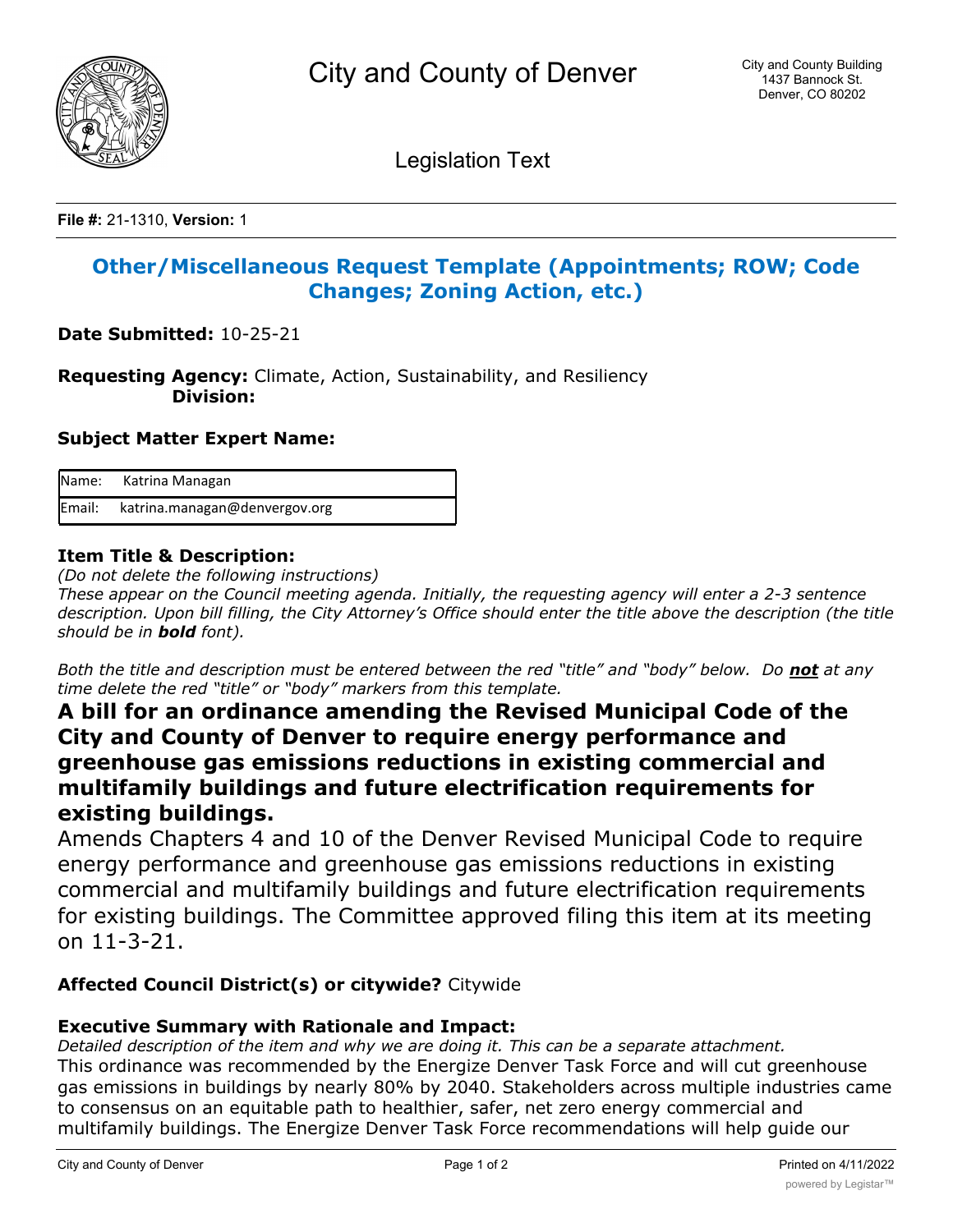City and County of Denver

City and County Building
1437 Bannock St.
Denver, CO 80202

Legislation Text

**File #:** 21-1310, **Version:** 1

## Other/Miscellaneous Request Template (Appointments; ROW; Code Changes; Zoning Action, etc.)

**Date Submitted:** 10-25-21

**Requesting Agency:** Climate, Action, Sustainability, and Resiliency
**Division:**

**Subject Matter Expert Name:**

| Name: | Katrina Managan |
|---|---|
| Email: | katrina.managan@denvergov.org |

**Item Title & Description:**

*(Do not delete the following instructions)*
*These appear on the Council meeting agenda. Initially, the requesting agency will enter a 2-3 sentence description. Upon bill filling, the City Attorney's Office should enter the title above the description (the title should be in **bold** font).*

*Both the title and description must be entered between the red "title" and "body" below. Do **not** at any time delete the red "title" or "body" markers from this template.*

**A bill for an ordinance amending the Revised Municipal Code of the City and County of Denver to require energy performance and greenhouse gas emissions reductions in existing commercial and multifamily buildings and future electrification requirements for existing buildings.**

Amends Chapters 4 and 10 of the Denver Revised Municipal Code to require energy performance and greenhouse gas emissions reductions in existing commercial and multifamily buildings and future electrification requirements for existing buildings. The Committee approved filing this item at its meeting on 11-3-21.

**Affected Council District(s) or citywide?** Citywide

**Executive Summary with Rationale and Impact:**

*Detailed description of the item and why we are doing it. This can be a separate attachment.*
This ordinance was recommended by the Energize Denver Task Force and will cut greenhouse gas emissions in buildings by nearly 80% by 2040. Stakeholders across multiple industries came to consensus on an equitable path to healthier, safer, net zero energy commercial and multifamily buildings. The Energize Denver Task Force recommendations will help guide our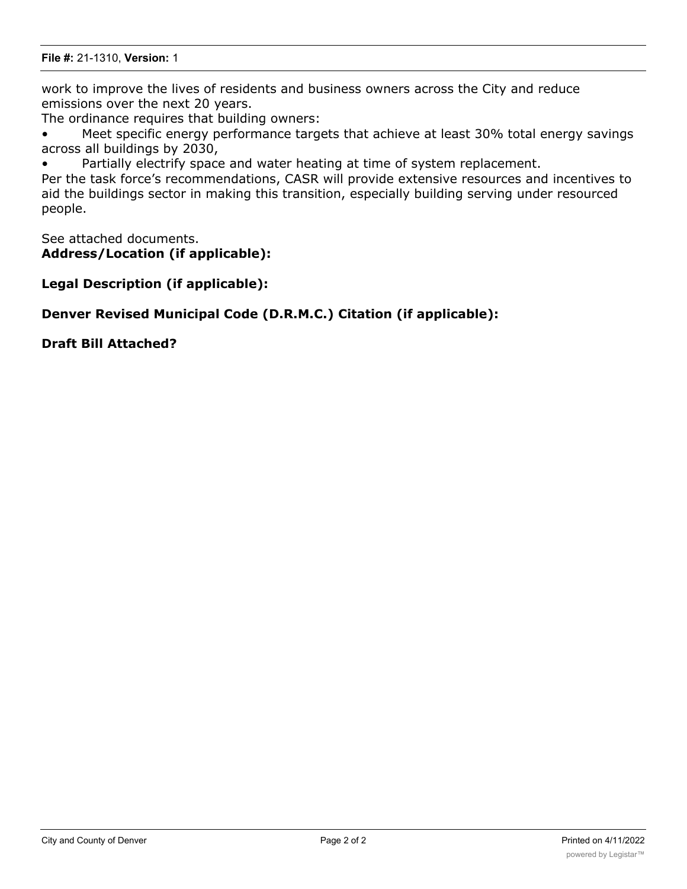work to improve the lives of residents and business owners across the City and reduce emissions over the next 20 years.

The ordinance requires that building owners:

- Meet specific energy performance targets that achieve at least 30% total energy savings across all buildings by 2030,
- Partially electrify space and water heating at time of system replacement.

Per the task force's recommendations, CASR will provide extensive resources and incentives to aid the buildings sector in making this transition, especially building serving under resourced people.

See attached documents.

**Address/Location (if applicable):**

**Legal Description (if applicable):**

**Denver Revised Municipal Code (D.R.M.C.) Citation (if applicable):**

**Draft Bill Attached?**